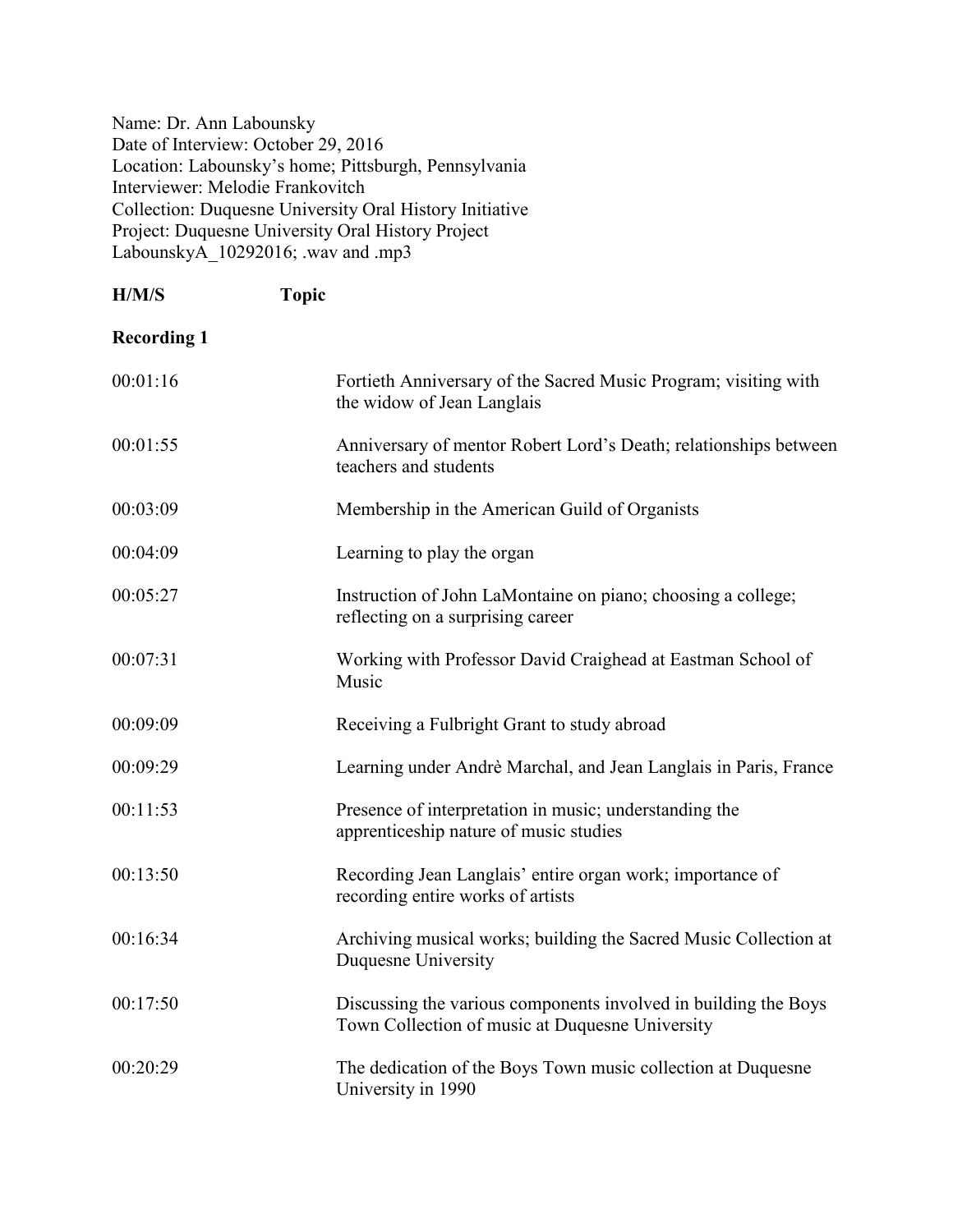Name: Dr. Ann Labounsky
Date of Interview: October 29, 2016
Location: Labounsky's home; Pittsburgh, Pennsylvania
Interviewer: Melodie Frankovitch
Collection: Duquesne University Oral History Initiative
Project: Duquesne University Oral History Project
LabounskyA_10292016; .wav and .mp3

| **H/M/S** | **Topic** |
|---|---|
| **Recording 1** | |
| 00:01:16 | Fortieth Anniversary of the Sacred Music Program; visiting with the widow of Jean Langlais |
| 00:01:55 | Anniversary of mentor Robert Lord's Death; relationships between teachers and students |
| 00:03:09 | Membership in the American Guild of Organists |
| 00:04:09 | Learning to play the organ |
| 00:05:27 | Instruction of John LaMontaine on piano; choosing a college; reflecting on a surprising career |
| 00:07:31 | Working with Professor David Craighead at Eastman School of Music |
| 00:09:09 | Receiving a Fulbright Grant to study abroad |
| 00:09:29 | Learning under Andrè Marchal, and Jean Langlais in Paris, France |
| 00:11:53 | Presence of interpretation in music; understanding the apprenticeship nature of music studies |
| 00:13:50 | Recording Jean Langlais' entire organ work; importance of recording entire works of artists |
| 00:16:34 | Archiving musical works; building the Sacred Music Collection at Duquesne University |
| 00:17:50 | Discussing the various components involved in building the Boys Town Collection of music at Duquesne University |
| 00:20:29 | The dedication of the Boys Town music collection at Duquesne University in 1990 |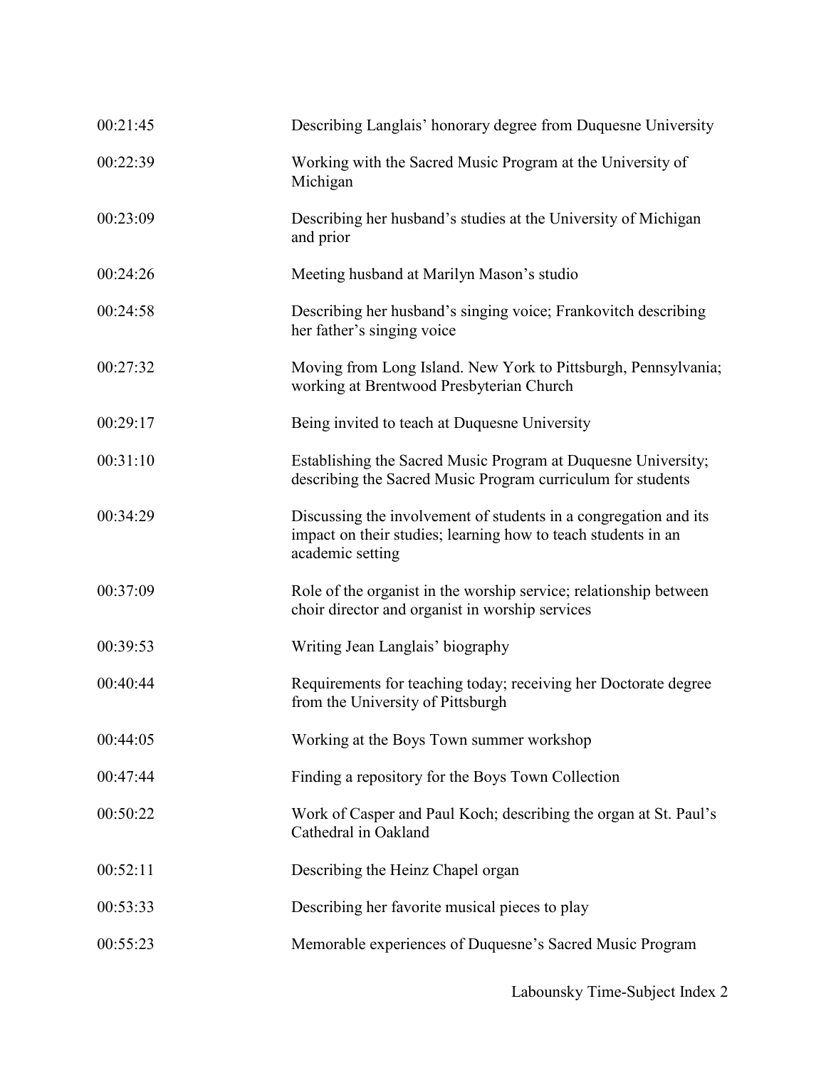| | |
|---|---|
| 00:21:45 | Describing Langlais' honorary degree from Duquesne University |
| 00:22:39 | Working with the Sacred Music Program at the University of Michigan |
| 00:23:09 | Describing her husband's studies at the University of Michigan and prior |
| 00:24:26 | Meeting husband at Marilyn Mason's studio |
| 00:24:58 | Describing her husband's singing voice; Frankovitch describing her father's singing voice |
| 00:27:32 | Moving from Long Island. New York to Pittsburgh, Pennsylvania; working at Brentwood Presbyterian Church |
| 00:29:17 | Being invited to teach at Duquesne University |
| 00:31:10 | Establishing the Sacred Music Program at Duquesne University; describing the Sacred Music Program curriculum for students |
| 00:34:29 | Discussing the involvement of students in a congregation and its impact on their studies; learning how to teach students in an academic setting |
| 00:37:09 | Role of the organist in the worship service; relationship between choir director and organist in worship services |
| 00:39:53 | Writing Jean Langlais' biography |
| 00:40:44 | Requirements for teaching today; receiving her Doctorate degree from the University of Pittsburgh |
| 00:44:05 | Working at the Boys Town summer workshop |
| 00:47:44 | Finding a repository for the Boys Town Collection |
| 00:50:22 | Work of Casper and Paul Koch; describing the organ at St. Paul's Cathedral in Oakland |
| 00:52:11 | Describing the Heinz Chapel organ |
| 00:53:33 | Describing her favorite musical pieces to play |
| 00:55:23 | Memorable experiences of Duquesne's Sacred Music Program |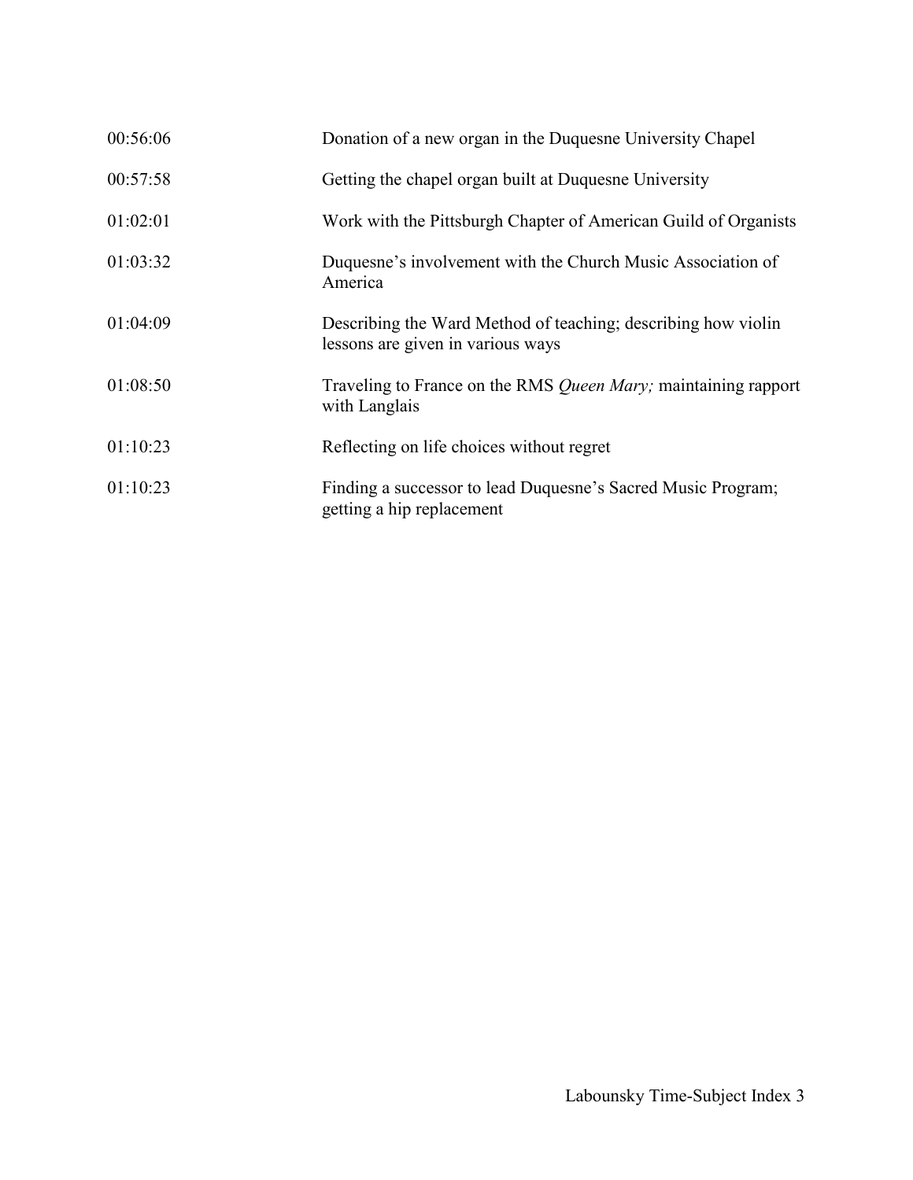| | |
|---|---|
| 00:56:06 | Donation of a new organ in the Duquesne University Chapel |
| 00:57:58 | Getting the chapel organ built at Duquesne University |
| 01:02:01 | Work with the Pittsburgh Chapter of American Guild of Organists |
| 01:03:32 | Duquesne's involvement with the Church Music Association of America |
| 01:04:09 | Describing the Ward Method of teaching; describing how violin lessons are given in various ways |
| 01:08:50 | Traveling to France on the RMS *Queen Mary;* maintaining rapport with Langlais |
| 01:10:23 | Reflecting on life choices without regret |
| 01:10:23 | Finding a successor to lead Duquesne's Sacred Music Program; getting a hip replacement |